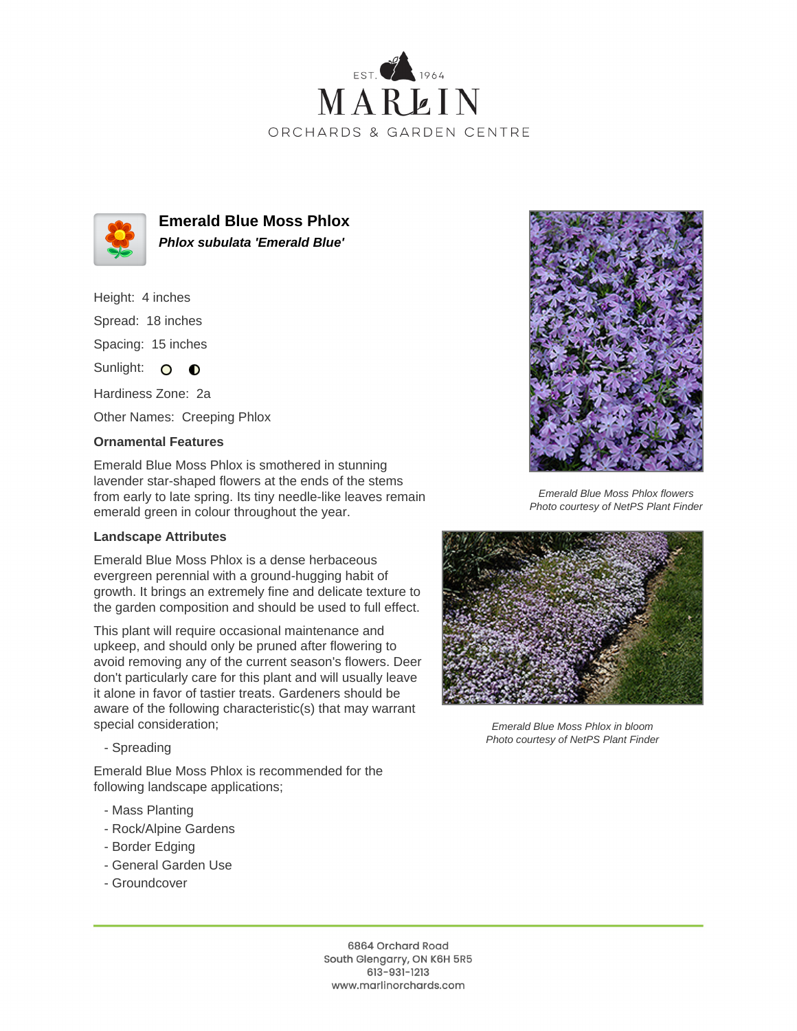EST. 1964

# MARLIN

ORCHARDS & GARDEN CENTRE

## Emerald Blue Moss Phlox

***Phlox subulata 'Emerald Blue'***

Height: 4 inches

Spread: 18 inches

Spacing: 15 inches

Sunlight: ○ ◐

Hardiness Zone: 2a

Other Names: Creeping Phlox

### Ornamental Features

Emerald Blue Moss Phlox is smothered in stunning lavender star-shaped flowers at the ends of the stems from early to late spring. Its tiny needle-like leaves remain emerald green in colour throughout the year.

### Landscape Attributes

Emerald Blue Moss Phlox is a dense herbaceous evergreen perennial with a ground-hugging habit of growth. It brings an extremely fine and delicate texture to the garden composition and should be used to full effect.

This plant will require occasional maintenance and upkeep, and should only be pruned after flowering to avoid removing any of the current season's flowers. Deer don't particularly care for this plant and will usually leave it alone in favor of tastier treats. Gardeners should be aware of the following characteristic(s) that may warrant special consideration;

- Spreading

Emerald Blue Moss Phlox is recommended for the following landscape applications;

- Mass Planting
- Rock/Alpine Gardens
- Border Edging
- General Garden Use
- Groundcover

*Emerald Blue Moss Phlox flowers*
*Photo courtesy of NetPS Plant Finder*

*Emerald Blue Moss Phlox in bloom*
*Photo courtesy of NetPS Plant Finder*

6864 Orchard Road
South Glengarry, ON K6H 5R5
613-931-1213
www.marlinorchards.com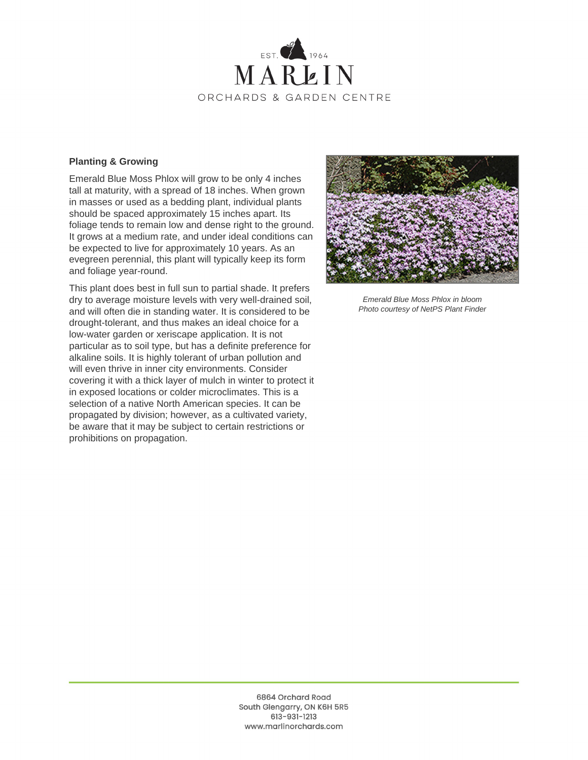**Planting & Growing**

Emerald Blue Moss Phlox will grow to be only 4 inches tall at maturity, with a spread of 18 inches. When grown in masses or used as a bedding plant, individual plants should be spaced approximately 15 inches apart. Its foliage tends to remain low and dense right to the ground. It grows at a medium rate, and under ideal conditions can be expected to live for approximately 10 years. As an evegreen perennial, this plant will typically keep its form and foliage year-round.

This plant does best in full sun to partial shade. It prefers dry to average moisture levels with very well-drained soil, and will often die in standing water. It is considered to be drought-tolerant, and thus makes an ideal choice for a low-water garden or xeriscape application. It is not particular as to soil type, but has a definite preference for alkaline soils. It is highly tolerant of urban pollution and will even thrive in inner city environments. Consider covering it with a thick layer of mulch in winter to protect it in exposed locations or colder microclimates. This is a selection of a native North American species. It can be propagated by division; however, as a cultivated variety, be aware that it may be subject to certain restrictions or prohibitions on propagation.

*Emerald Blue Moss Phlox in bloom*
*Photo courtesy of NetPS Plant Finder*